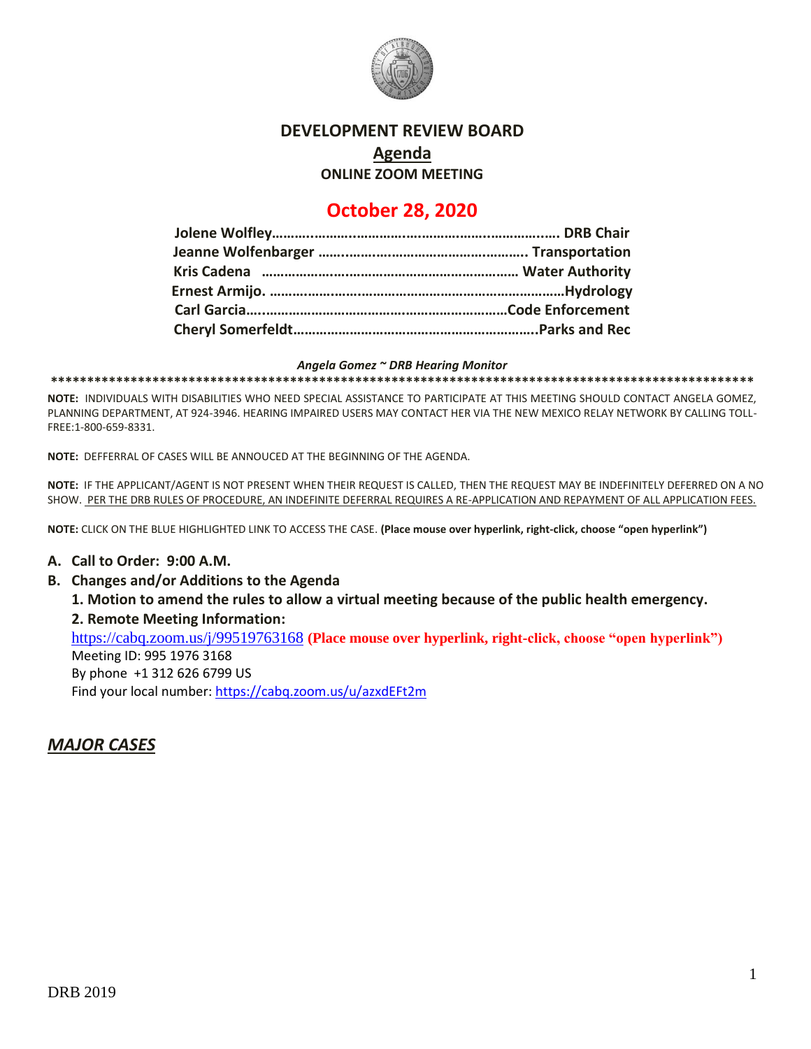# DEVELOPMENT REVIEW BOARD

## Agenda

**ONLINE ZOOM MEETING**

## October 28, 2020

**Jolene Wolfley……………………………………………………………. DRB Chair**
**Jeanne Wolfenbarger ……………………………………………. Transportation**
**Kris Cadena ……………………………………………………… Water Authority**
**Ernest Armijo. …………………………………………………………………Hydrology**
**Carl Garcia………………………………………………………………Code Enforcement**
**Cheryl Somerfeldt……………………………………………………….Parks and Rec**

***Angela Gomez ~ DRB Hearing Monitor***

**************************************************************************************************

**NOTE:** INDIVIDUALS WITH DISABILITIES WHO NEED SPECIAL ASSISTANCE TO PARTICIPATE AT THIS MEETING SHOULD CONTACT ANGELA GOMEZ, PLANNING DEPARTMENT, AT 924-3946. HEARING IMPAIRED USERS MAY CONTACT HER VIA THE NEW MEXICO RELAY NETWORK BY CALLING TOLL-FREE:1-800-659-8331.

**NOTE:** DEFFERRAL OF CASES WILL BE ANNOUCED AT THE BEGINNING OF THE AGENDA.

**NOTE:** IF THE APPLICANT/AGENT IS NOT PRESENT WHEN THEIR REQUEST IS CALLED, THEN THE REQUEST MAY BE INDEFINITELY DEFERRED ON A NO SHOW. PER THE DRB RULES OF PROCEDURE, AN INDEFINITE DEFERRAL REQUIRES A RE-APPLICATION AND REPAYMENT OF ALL APPLICATION FEES.

**NOTE:** CLICK ON THE BLUE HIGHLIGHTED LINK TO ACCESS THE CASE. **(Place mouse over hyperlink, right-click, choose "open hyperlink")**

**A. Call to Order: 9:00 A.M.**

**B. Changes and/or Additions to the Agenda**

**1. Motion to amend the rules to allow a virtual meeting because of the public health emergency.**

**2. Remote Meeting Information:**

https://cabq.zoom.us/j/99519763168 **(Place mouse over hyperlink, right-click, choose "open hyperlink")**
Meeting ID: 995 1976 3168
By phone +1 312 626 6799 US
Find your local number: https://cabq.zoom.us/u/azxdEFt2m

## ***MAJOR CASES***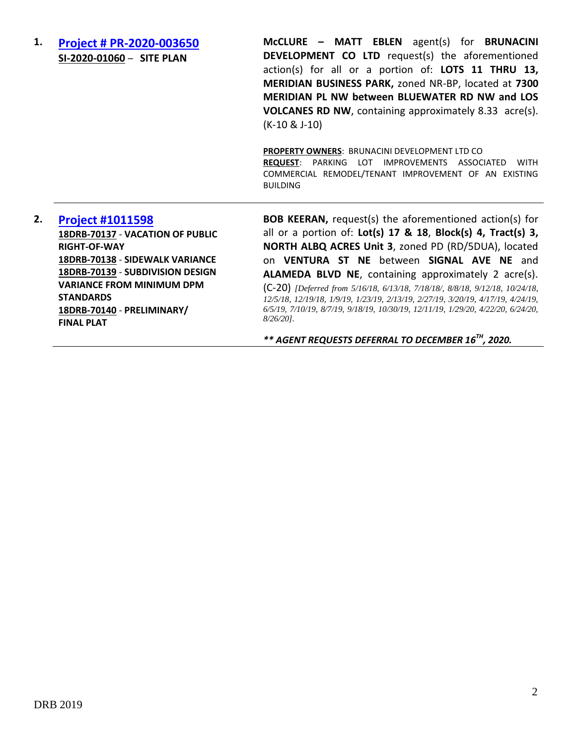1. **Project # PR-2020-003650**
   **SI-2020-01060 – SITE PLAN**

   **McCLURE – MATT EBLEN** agent(s) for **BRUNACINI DEVELOPMENT CO LTD** request(s) the aforementioned action(s) for all or a portion of: **LOTS 11 THRU 13, MERIDIAN BUSINESS PARK,** zoned NR-BP, located at **7300 MERIDIAN PL NW between BLUEWATER RD NW and LOS VOLCANES RD NW**, containing approximately 8.33 acre(s). (K-10 & J-10)

   **PROPERTY OWNERS**: BRUNACINI DEVELOPMENT LTD CO
   **REQUEST**: PARKING LOT IMPROVEMENTS ASSOCIATED WITH COMMERCIAL REMODEL/TENANT IMPROVEMENT OF AN EXISTING BUILDING

---

2. **Project #1011598**
   **18DRB-70137 - VACATION OF PUBLIC RIGHT-OF-WAY**
   **18DRB-70138 - SIDEWALK VARIANCE**
   **18DRB-70139 - SUBDIVISION DESIGN VARIANCE FROM MINIMUM DPM STANDARDS**
   **18DRB-70140 - PRELIMINARY/ FINAL PLAT**

   **BOB KEERAN,** request(s) the aforementioned action(s) for all or a portion of: **Lot(s) 17 & 18**, **Block(s) 4, Tract(s) 3, NORTH ALBQ ACRES Unit 3**, zoned PD (RD/5DUA), located on **VENTURA ST NE** between **SIGNAL AVE NE** and **ALAMEDA BLVD NE**, containing approximately 2 acre(s). (C-20) *[Deferred from 5/16/18, 6/13/18, 7/18/18/, 8/8/18, 9/12/18, 10/24/18, 12/5/18, 12/19/18, 1/9/19, 1/23/19, 2/13/19, 2/27/19, 3/20/19, 4/17/19, 4/24/19, 6/5/19, 7/10/19, 8/7/19, 9/18/19, 10/30/19, 12/11/19, 1/29/20, 4/22/20, 6/24/20, 8/26/20]*.

   ***** AGENT REQUESTS DEFERRAL TO DECEMBER 16TH, 2020.***

---

DRB 2019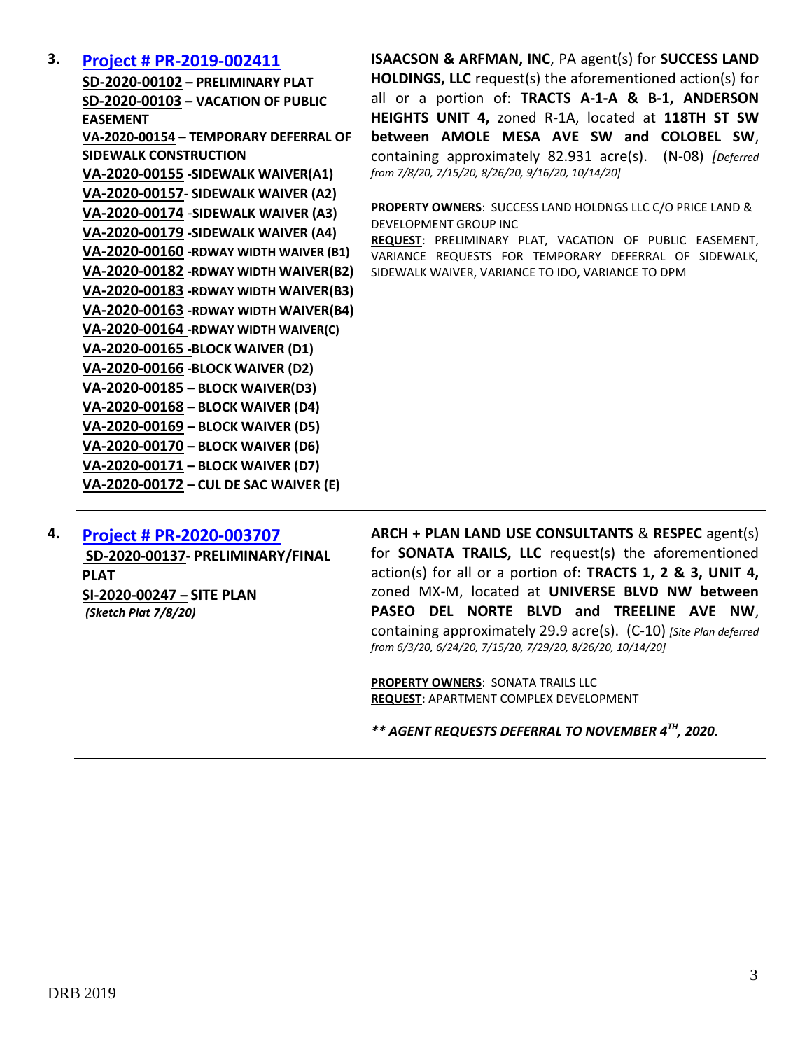**3.** **[Project # PR-2019-002411](#)**

**SD-2020-00102 – PRELIMINARY PLAT**
**SD-2020-00103 – VACATION OF PUBLIC EASEMENT**
**VA-2020-00154 – TEMPORARY DEFERRAL OF SIDEWALK CONSTRUCTION**
**VA-2020-00155 -SIDEWALK WAIVER(A1)**
**VA-2020-00157- SIDEWALK WAIVER (A2)**
**VA-2020-00174 -SIDEWALK WAIVER (A3)**
**VA-2020-00179 -SIDEWALK WAIVER (A4)**
**VA-2020-00160 -RDWAY WIDTH WAIVER (B1)**
**VA-2020-00182 -RDWAY WIDTH WAIVER(B2)**
**VA-2020-00183 -RDWAY WIDTH WAIVER(B3)**
**VA-2020-00163 -RDWAY WIDTH WAIVER(B4)**
**VA-2020-00164 -RDWAY WIDTH WAIVER(C)**
**VA-2020-00165 -BLOCK WAIVER (D1)**
**VA-2020-00166 -BLOCK WAIVER (D2)**
**VA-2020-00185 – BLOCK WAIVER(D3)**
**VA-2020-00168 – BLOCK WAIVER (D4)**
**VA-2020-00169 – BLOCK WAIVER (D5)**
**VA-2020-00170 – BLOCK WAIVER (D6)**
**VA-2020-00171 – BLOCK WAIVER (D7)**
**VA-2020-00172 – CUL DE SAC WAIVER (E)**

**ISAACSON & ARFMAN, INC**, PA agent(s) for **SUCCESS LAND HOLDINGS, LLC** request(s) the aforementioned action(s) for all or a portion of: **TRACTS A-1-A & B-1, ANDERSON HEIGHTS UNIT 4,** zoned R-1A, located at **118TH ST SW between AMOLE MESA AVE SW and COLOBEL SW**, containing approximately 82.931 acre(s). (N-08) *[Deferred from 7/8/20, 7/15/20, 8/26/20, 9/16/20, 10/14/20]*

**PROPERTY OWNERS**: SUCCESS LAND HOLDNGS LLC C/O PRICE LAND & DEVELOPMENT GROUP INC
**REQUEST**: PRELIMINARY PLAT, VACATION OF PUBLIC EASEMENT, VARIANCE REQUESTS FOR TEMPORARY DEFERRAL OF SIDEWALK, SIDEWALK WAIVER, VARIANCE TO IDO, VARIANCE TO DPM

---

**4.** **[Project # PR-2020-003707](#)**

**SD-2020-00137- PRELIMINARY/FINAL PLAT**
**SI-2020-00247 – SITE PLAN**
***(Sketch Plat 7/8/20)***

**ARCH + PLAN LAND USE CONSULTANTS** & **RESPEC** agent(s) for **SONATA TRAILS, LLC** request(s) the aforementioned action(s) for all or a portion of: **TRACTS 1, 2 & 3, UNIT 4,** zoned MX-M, located at **UNIVERSE BLVD NW between PASEO DEL NORTE BLVD and TREELINE AVE NW**, containing approximately 29.9 acre(s). (C-10) *[Site Plan deferred from 6/3/20, 6/24/20, 7/15/20, 7/29/20, 8/26/20, 10/14/20]*

**PROPERTY OWNERS**: SONATA TRAILS LLC
**REQUEST**: APARTMENT COMPLEX DEVELOPMENT

***\*\* AGENT REQUESTS DEFERRAL TO NOVEMBER 4TH, 2020.***

---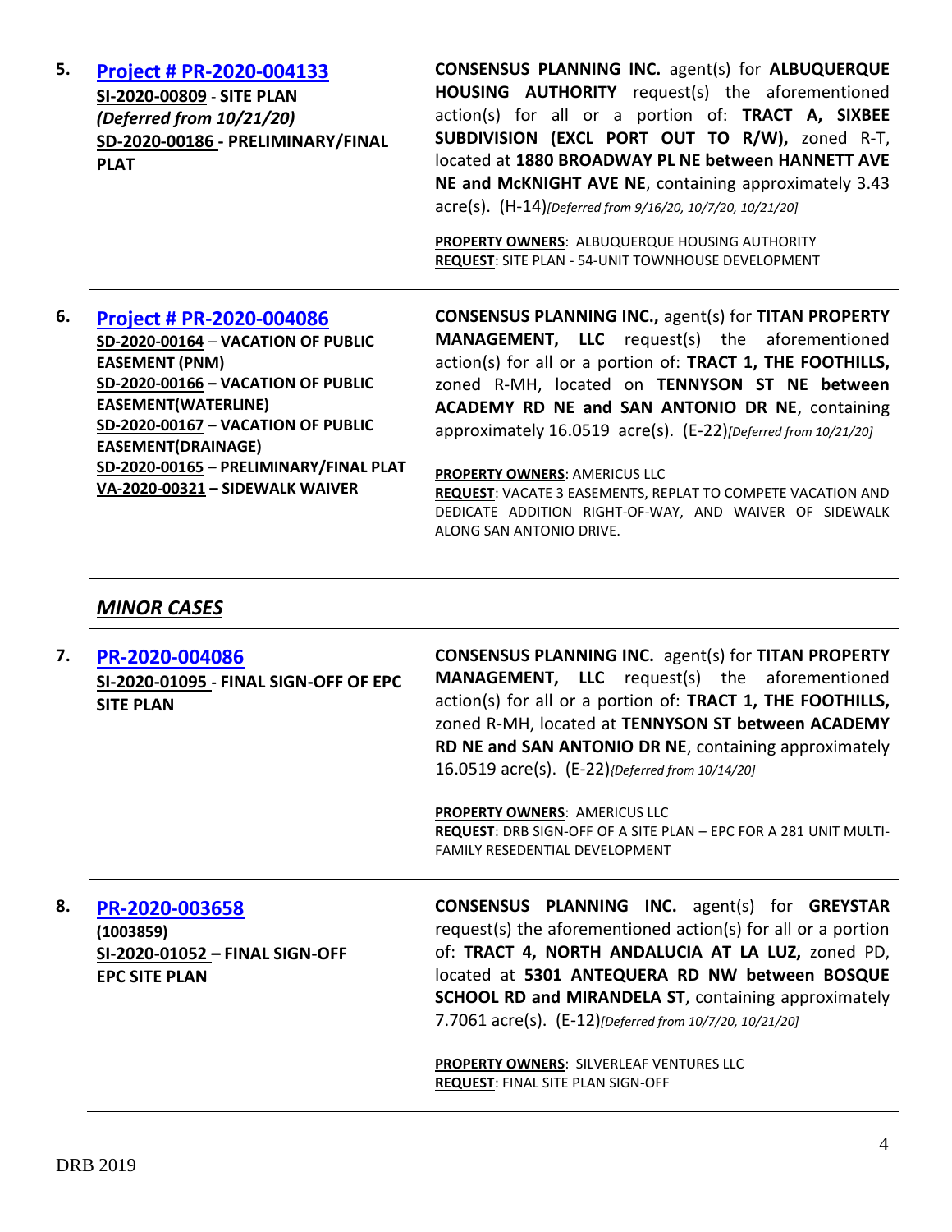**5.** **[Project # PR-2020-004133](#)**
**SI-2020-00809** - **SITE PLAN**
***(Deferred from 10/21/20)***
**SD-2020-00186 - PRELIMINARY/FINAL PLAT**

**CONSENSUS PLANNING INC.** agent(s) for **ALBUQUERQUE HOUSING AUTHORITY** request(s) the aforementioned action(s) for all or a portion of: **TRACT A, SIXBEE SUBDIVISION (EXCL PORT OUT TO R/W),** zoned R-T, located at **1880 BROADWAY PL NE between HANNETT AVE NE and McKNIGHT AVE NE**, containing approximately 3.43 acre(s). (H-14)*[Deferred from 9/16/20, 10/7/20, 10/21/20]*

**PROPERTY OWNERS**: ALBUQUERQUE HOUSING AUTHORITY
**REQUEST**: SITE PLAN - 54-UNIT TOWNHOUSE DEVELOPMENT

---

**6.** **[Project # PR-2020-004086](#)**
**SD-2020-00164** – **VACATION OF PUBLIC EASEMENT (PNM)**
**SD-2020-00166** – **VACATION OF PUBLIC EASEMENT(WATERLINE)**
**SD-2020-00167** – **VACATION OF PUBLIC EASEMENT(DRAINAGE)**
**SD-2020-00165** – **PRELIMINARY/FINAL PLAT**
**VA-2020-00321** – **SIDEWALK WAIVER**

**CONSENSUS PLANNING INC.,** agent(s) for **TITAN PROPERTY MANAGEMENT, LLC** request(s) the aforementioned action(s) for all or a portion of: **TRACT 1, THE FOOTHILLS,** zoned R-MH, located on **TENNYSON ST NE between ACADEMY RD NE and SAN ANTONIO DR NE**, containing approximately 16.0519 acre(s). (E-22)*[Deferred from 10/21/20]*

**PROPERTY OWNERS**: AMERICUS LLC
**REQUEST**: VACATE 3 EASEMENTS, REPLAT TO COMPETE VACATION AND DEDICATE ADDITION RIGHT-OF-WAY, AND WAIVER OF SIDEWALK ALONG SAN ANTONIO DRIVE.

---

## ***MINOR CASES***

---

**7.** **[PR-2020-004086](#)**
**SI-2020-01095** - **FINAL SIGN-OFF OF EPC SITE PLAN**

**CONSENSUS PLANNING INC.** agent(s) for **TITAN PROPERTY MANAGEMENT, LLC** request(s) the aforementioned action(s) for all or a portion of: **TRACT 1, THE FOOTHILLS,** zoned R-MH, located at **TENNYSON ST between ACADEMY RD NE and SAN ANTONIO DR NE**, containing approximately 16.0519 acre(s). (E-22)*{Deferred from 10/14/20]*

**PROPERTY OWNERS**: AMERICUS LLC
**REQUEST**: DRB SIGN-OFF OF A SITE PLAN – EPC FOR A 281 UNIT MULTI-FAMILY RESEDENTIAL DEVELOPMENT

---

**8.** **[PR-2020-003658](#)**
**(1003859)**
**SI-2020-01052** – **FINAL SIGN-OFF EPC SITE PLAN**

**CONSENSUS PLANNING INC.** agent(s) for **GREYSTAR** request(s) the aforementioned action(s) for all or a portion of: **TRACT 4, NORTH ANDALUCIA AT LA LUZ,** zoned PD, located at **5301 ANTEQUERA RD NW between BOSQUE SCHOOL RD and MIRANDELA ST**, containing approximately 7.7061 acre(s). (E-12)*[Deferred from 10/7/20, 10/21/20]*

**PROPERTY OWNERS**: SILVERLEAF VENTURES LLC
**REQUEST**: FINAL SITE PLAN SIGN-OFF

---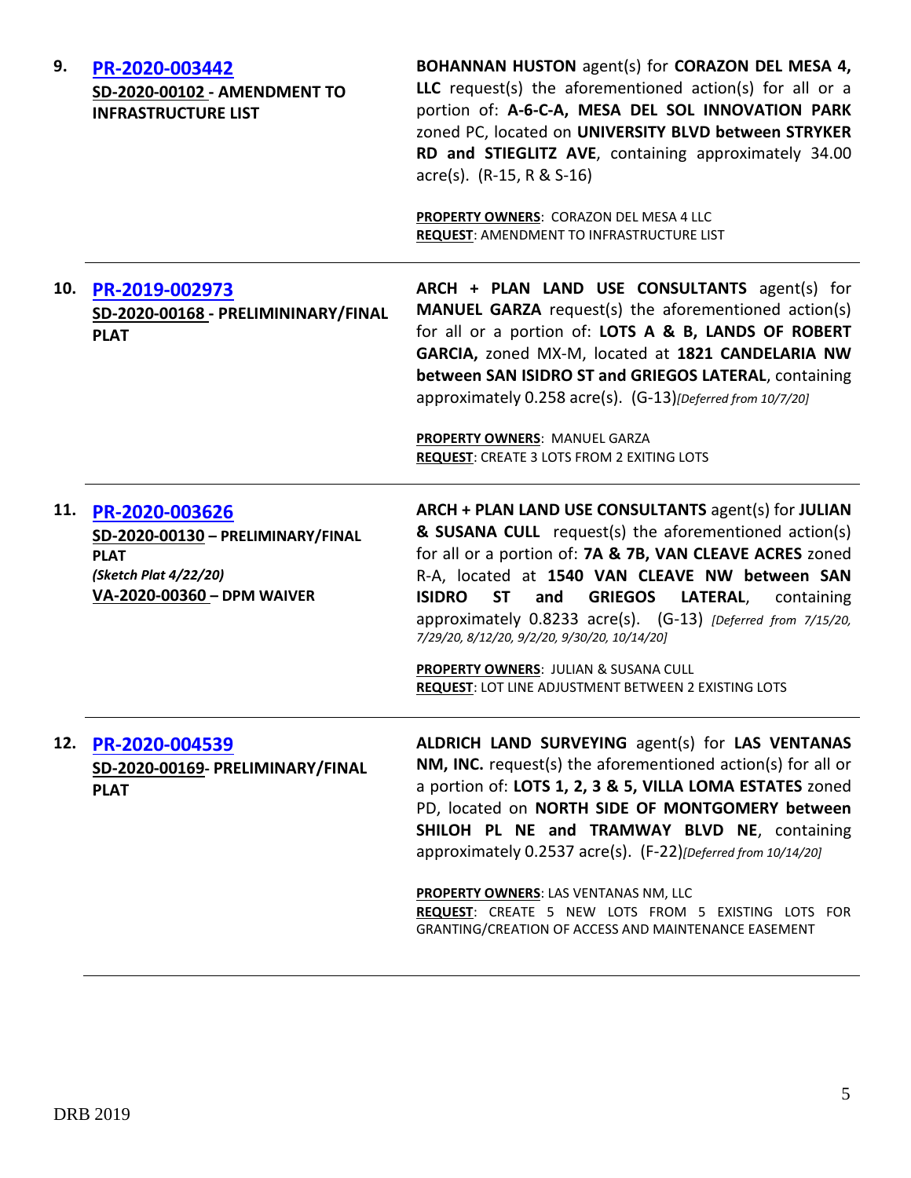**9.** **PR-2020-003442**
**SD-2020-00102 - AMENDMENT TO INFRASTRUCTURE LIST**

**BOHANNAN HUSTON** agent(s) for **CORAZON DEL MESA 4, LLC** request(s) the aforementioned action(s) for all or a portion of: **A-6-C-A, MESA DEL SOL INNOVATION PARK** zoned PC, located on **UNIVERSITY BLVD between STRYKER RD and STIEGLITZ AVE**, containing approximately 34.00 acre(s). (R-15, R & S-16)

**PROPERTY OWNERS**: CORAZON DEL MESA 4 LLC
**REQUEST**: AMENDMENT TO INFRASTRUCTURE LIST

---

**10.** **PR-2019-002973**
**SD-2020-00168 - PRELIMININARY/FINAL PLAT**

**ARCH + PLAN LAND USE CONSULTANTS** agent(s) for **MANUEL GARZA** request(s) the aforementioned action(s) for all or a portion of: **LOTS A & B, LANDS OF ROBERT GARCIA,** zoned MX-M, located at **1821 CANDELARIA NW between SAN ISIDRO ST and GRIEGOS LATERAL**, containing approximately 0.258 acre(s). (G-13)*[Deferred from 10/7/20]*

**PROPERTY OWNERS**: MANUEL GARZA
**REQUEST**: CREATE 3 LOTS FROM 2 EXITING LOTS

---

**11.** **PR-2020-003626**
**SD-2020-00130 – PRELIMINARY/FINAL PLAT**
***(Sketch Plat 4/22/20)***
**VA-2020-00360 – DPM WAIVER**

**ARCH + PLAN LAND USE CONSULTANTS** agent(s) for **JULIAN & SUSANA CULL** request(s) the aforementioned action(s) for all or a portion of: **7A & 7B, VAN CLEAVE ACRES** zoned R-A, located at **1540 VAN CLEAVE NW between SAN ISIDRO ST and GRIEGOS LATERAL**, containing approximately 0.8233 acre(s). (G-13) *[Deferred from 7/15/20, 7/29/20, 8/12/20, 9/2/20, 9/30/20, 10/14/20]*

**PROPERTY OWNERS**: JULIAN & SUSANA CULL
**REQUEST**: LOT LINE ADJUSTMENT BETWEEN 2 EXISTING LOTS

---

**12.** **PR-2020-004539**
**SD-2020-00169- PRELIMINARY/FINAL PLAT**

**ALDRICH LAND SURVEYING** agent(s) for **LAS VENTANAS NM, INC.** request(s) the aforementioned action(s) for all or a portion of: **LOTS 1, 2, 3 & 5, VILLA LOMA ESTATES** zoned PD, located on **NORTH SIDE OF MONTGOMERY between SHILOH PL NE and TRAMWAY BLVD NE**, containing approximately 0.2537 acre(s). (F-22)*[Deferred from 10/14/20]*

**PROPERTY OWNERS**: LAS VENTANAS NM, LLC
**REQUEST**: CREATE 5 NEW LOTS FROM 5 EXISTING LOTS FOR GRANTING/CREATION OF ACCESS AND MAINTENANCE EASEMENT

---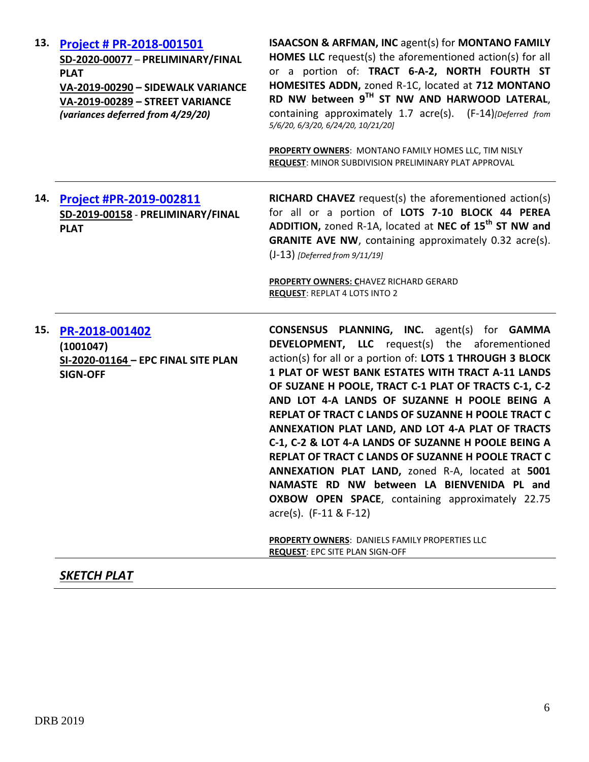| | | |
|---|---|---|
| **13.** | **[Project # PR-2018-001501](#)**<br>**SD-2020-00077 – PRELIMINARY/FINAL PLAT**<br>**VA-2019-00290 – SIDEWALK VARIANCE**<br>**VA-2019-00289 – STREET VARIANCE**<br>***(variances deferred from 4/29/20)*** | **ISAACSON & ARFMAN, INC** agent(s) for **MONTANO FAMILY HOMES LLC** request(s) the aforementioned action(s) for all or a portion of: **TRACT 6-A-2, NORTH FOURTH ST HOMESITES ADDN,** zoned R-1C, located at **712 MONTANO RD NW between 9TH ST NW AND HARWOOD LATERAL**, containing approximately 1.7 acre(s). (F-14)*[Deferred from 5/6/20, 6/3/20, 6/24/20, 10/21/20]*<br><br>**PROPERTY OWNERS**: MONTANO FAMILY HOMES LLC, TIM NISLY<br>**REQUEST**: MINOR SUBDIVISION PRELIMINARY PLAT APPROVAL |
| **14.** | **[Project #PR-2019-002811](#)**<br>**SD-2019-00158 - PRELIMINARY/FINAL PLAT** | **RICHARD CHAVEZ** request(s) the aforementioned action(s) for all or a portion of **LOTS 7-10 BLOCK 44 PEREA ADDITION,** zoned R-1A, located at **NEC of 15th ST NW and GRANITE AVE NW**, containing approximately 0.32 acre(s). (J-13) *[Deferred from 9/11/19]*<br><br>**PROPERTY OWNERS: C**HAVEZ RICHARD GERARD<br>**REQUEST**: REPLAT 4 LOTS INTO 2 |
| **15.** | **[PR-2018-001402](#)**<br>**(1001047)**<br>**SI-2020-01164 – EPC FINAL SITE PLAN SIGN-OFF** | **CONSENSUS PLANNING, INC.** agent(s) for **GAMMA DEVELOPMENT, LLC** request(s) the aforementioned action(s) for all or a portion of: **LOTS 1 THROUGH 3 BLOCK 1 PLAT OF WEST BANK ESTATES WITH TRACT A-11 LANDS OF SUZANE H POOLE, TRACT C-1 PLAT OF TRACTS C-1, C-2 AND LOT 4-A LANDS OF SUZANNE H POOLE BEING A REPLAT OF TRACT C LANDS OF SUZANNE H POOLE TRACT C ANNEXATION PLAT LAND, AND LOT 4-A PLAT OF TRACTS C-1, C-2 & LOT 4-A LANDS OF SUZANNE H POOLE BEING A REPLAT OF TRACT C LANDS OF SUZANNE H POOLE TRACT C ANNEXATION PLAT LAND,** zoned R-A, located at **5001 NAMASTE RD NW between LA BIENVENIDA PL and OXBOW OPEN SPACE**, containing approximately 22.75 acre(s). (F-11 & F-12)<br><br>**PROPERTY OWNERS**: DANIELS FAMILY PROPERTIES LLC<br>**REQUEST**: EPC SITE PLAN SIGN-OFF |

***SKETCH PLAT***

DRB 2019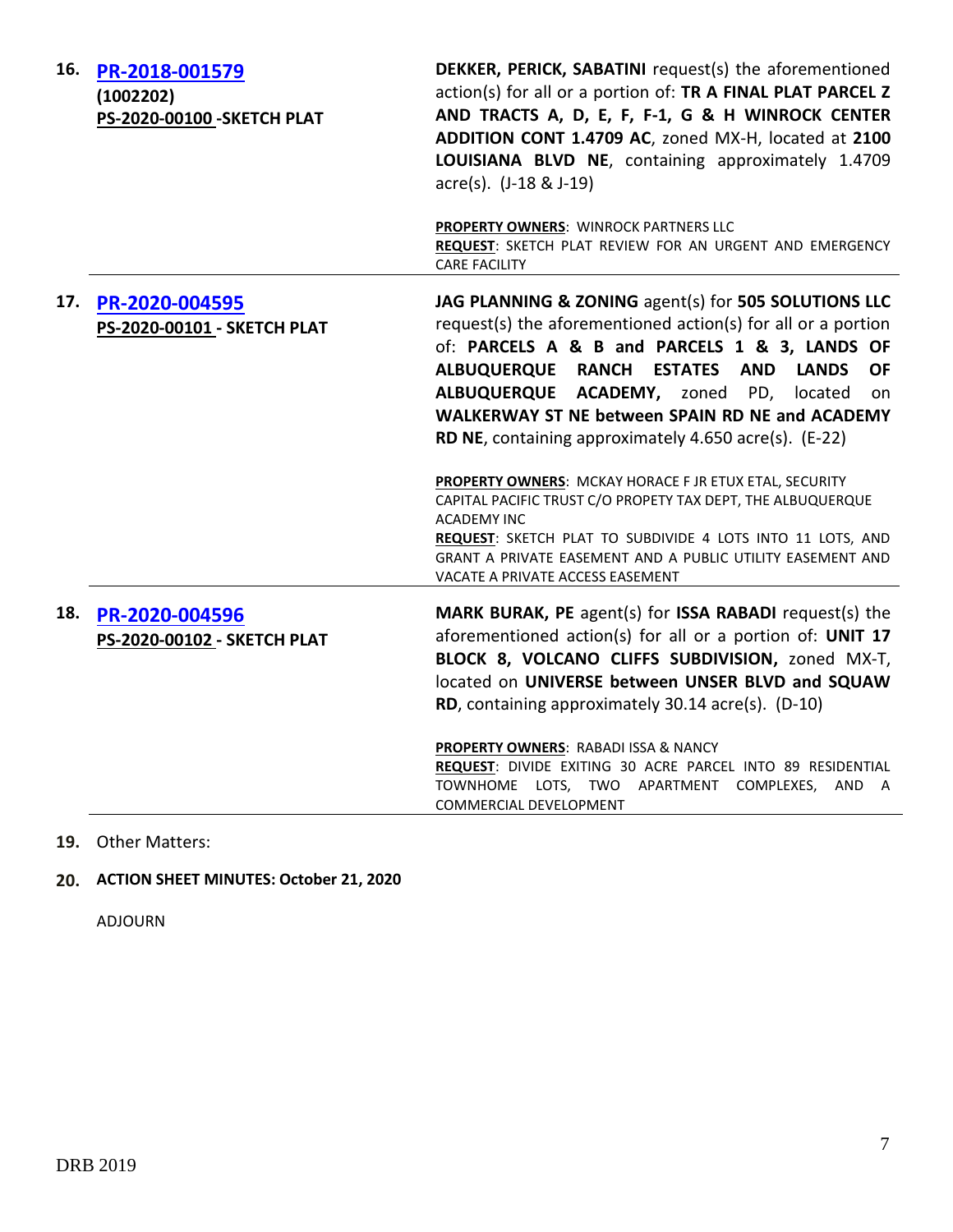| | | |
|---|---|---|
| **16.** | **PR-2018-001579**<br>**(1002202)**<br>**PS-2020-00100 -SKETCH PLAT** | **DEKKER, PERICK, SABATINI** request(s) the aforementioned action(s) for all or a portion of: **TR A FINAL PLAT PARCEL Z AND TRACTS A, D, E, F, F-1, G & H WINROCK CENTER ADDITION CONT 1.4709 AC**, zoned MX-H, located at **2100 LOUISIANA BLVD NE**, containing approximately 1.4709 acre(s). (J-18 & J-19)<br><br>**PROPERTY OWNERS**: WINROCK PARTNERS LLC<br>**REQUEST**: SKETCH PLAT REVIEW FOR AN URGENT AND EMERGENCY CARE FACILITY |
| **17.** | **PR-2020-004595**<br>**PS-2020-00101 - SKETCH PLAT** | **JAG PLANNING & ZONING** agent(s) for **505 SOLUTIONS LLC** request(s) the aforementioned action(s) for all or a portion of: **PARCELS A & B and PARCELS 1 & 3, LANDS OF ALBUQUERQUE RANCH ESTATES AND LANDS OF ALBUQUERQUE ACADEMY,** zoned PD, located on **WALKERWAY ST NE between SPAIN RD NE and ACADEMY RD NE**, containing approximately 4.650 acre(s). (E-22)<br><br>**PROPERTY OWNERS**: MCKAY HORACE F JR ETUX ETAL, SECURITY CAPITAL PACIFIC TRUST C/O PROPETY TAX DEPT, THE ALBUQUERQUE ACADEMY INC<br>**REQUEST**: SKETCH PLAT TO SUBDIVIDE 4 LOTS INTO 11 LOTS, AND GRANT A PRIVATE EASEMENT AND A PUBLIC UTILITY EASEMENT AND VACATE A PRIVATE ACCESS EASEMENT |
| **18.** | **PR-2020-004596**<br>**PS-2020-00102 - SKETCH PLAT** | **MARK BURAK, PE** agent(s) for **ISSA RABADI** request(s) the aforementioned action(s) for all or a portion of: **UNIT 17 BLOCK 8, VOLCANO CLIFFS SUBDIVISION,** zoned MX-T, located on **UNIVERSE between UNSER BLVD and SQUAW RD**, containing approximately 30.14 acre(s). (D-10)<br><br>**PROPERTY OWNERS**: RABADI ISSA & NANCY<br>**REQUEST**: DIVIDE EXITING 30 ACRE PARCEL INTO 89 RESIDENTIAL TOWNHOME LOTS, TWO APARTMENT COMPLEXES, AND A COMMERCIAL DEVELOPMENT |

**19.** Other Matters:

**20. ACTION SHEET MINUTES: October 21, 2020**

ADJOURN

DRB 2019